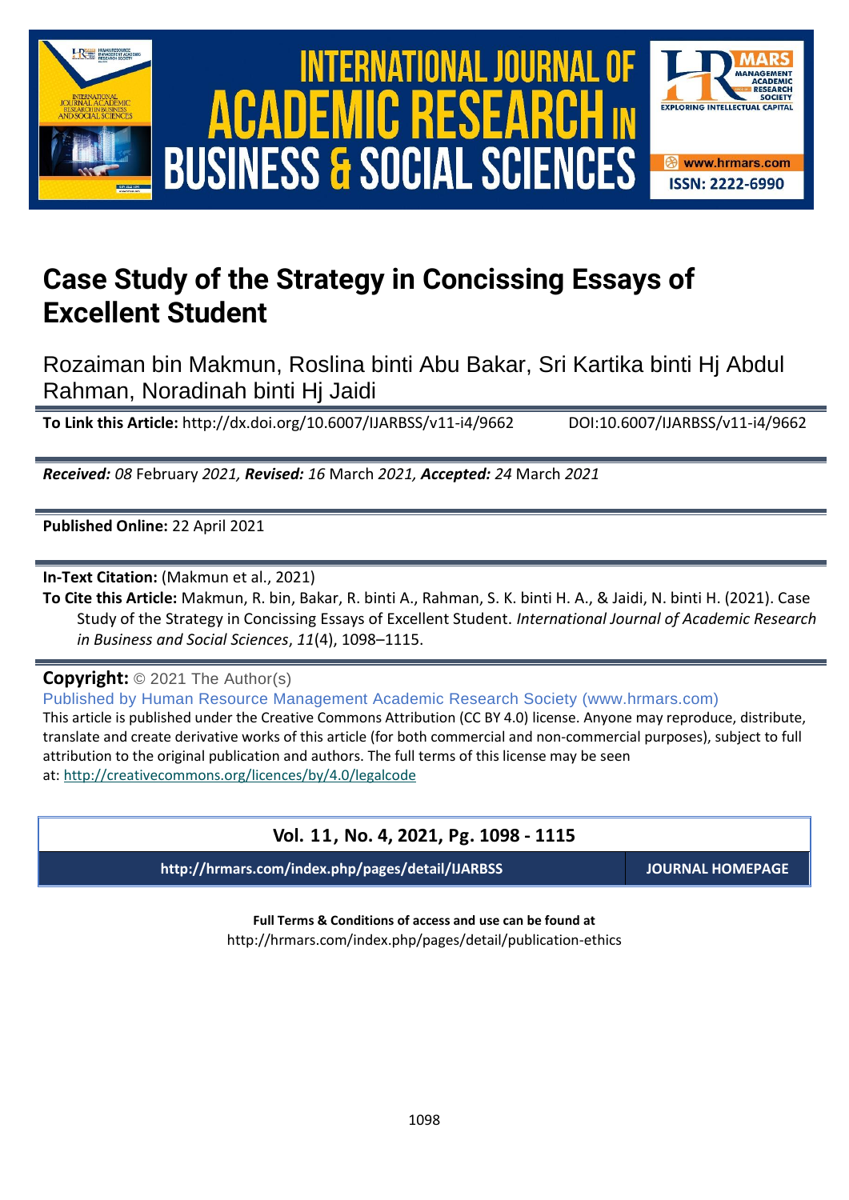# Case Study of the Strategy in Concissing Essays of Excellent Student

Rozaiman bin Makmun, Roslina binti Abu Bakar, Sri Kartika binti Hj Abdul Rahman, Noradinah binti Hj Jaidi

**To Link this Article:** http://dx.doi.org/10.6007/IJARBSS/v11-i4/9662 DOI:10.6007/IJARBSS/v11-i4/9662

***Received:** 08* February *2021, **Revised:** 16* March *2021, **Accepted:** 24* March *2021*

**Published Online:** 22 April 2021

**In-Text Citation:** (Makmun et al., 2021)

**To Cite this Article:** Makmun, R. bin, Bakar, R. binti A., Rahman, S. K. binti H. A., & Jaidi, N. binti H. (2021). Case Study of the Strategy in Concissing Essays of Excellent Student. *International Journal of Academic Research in Business and Social Sciences*, *11*(4), 1098–1115.

**Copyright:** © 2021 The Author(s)

Published by Human Resource Management Academic Research Society (www.hrmars.com)

This article is published under the Creative Commons Attribution (CC BY 4.0) license. Anyone may reproduce, distribute, translate and create derivative works of this article (for both commercial and non-commercial purposes), subject to full attribution to the original publication and authors. The full terms of this license may be seen at: http://creativecommons.org/licences/by/4.0/legalcode

**Vol. 11, No. 4, 2021, Pg. 1098 - 1115**

**http://hrmars.com/index.php/pages/detail/IJARBSS** **JOURNAL HOMEPAGE**

**Full Terms & Conditions of access and use can be found at**

http://hrmars.com/index.php/pages/detail/publication-ethics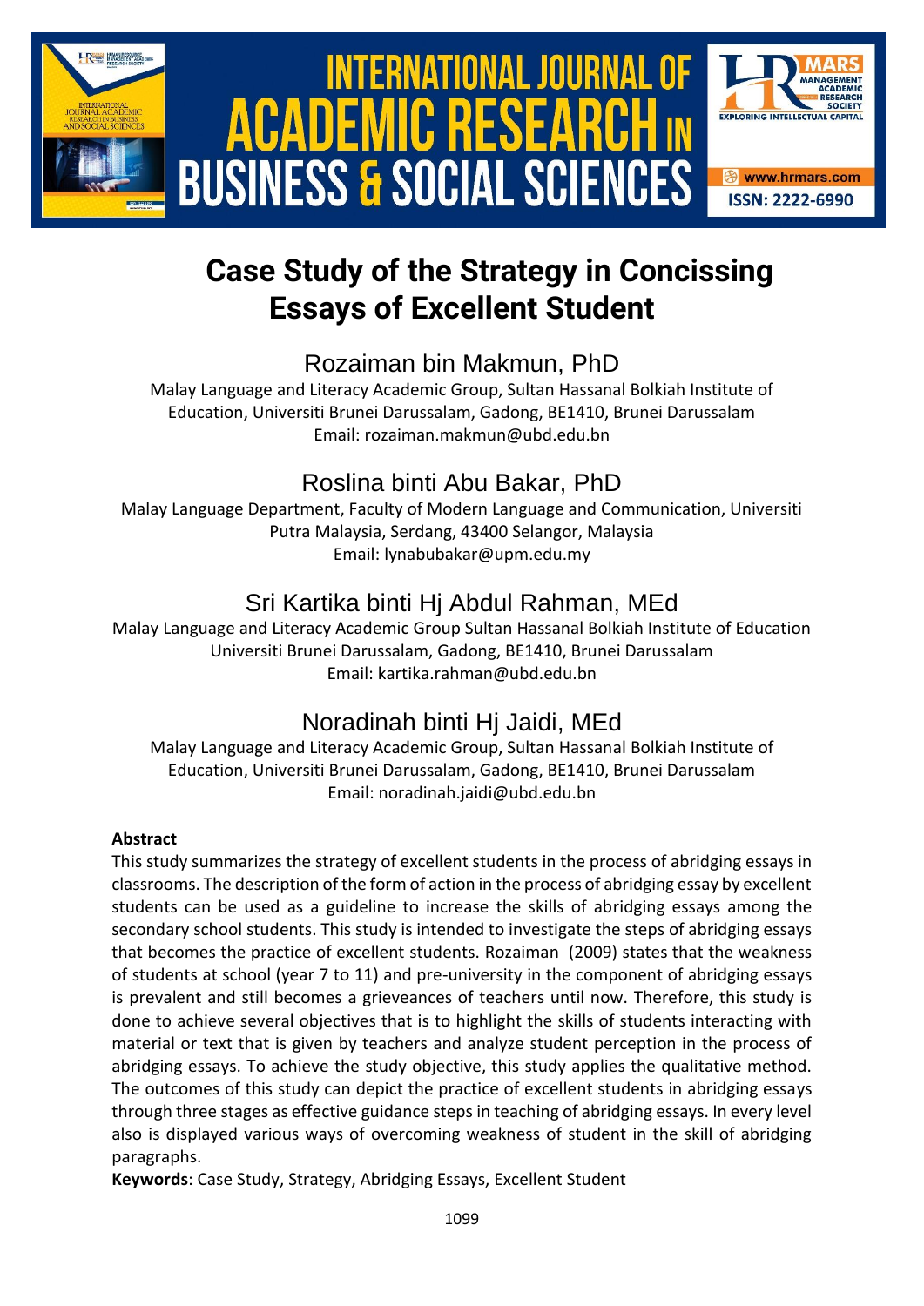# Case Study of the Strategy in Concissing Essays of Excellent Student

## Rozaiman bin Makmun, PhD

Malay Language and Literacy Academic Group, Sultan Hassanal Bolkiah Institute of Education, Universiti Brunei Darussalam, Gadong, BE1410, Brunei Darussalam
Email: rozaiman.makmun@ubd.edu.bn

## Roslina binti Abu Bakar, PhD

Malay Language Department, Faculty of Modern Language and Communication, Universiti Putra Malaysia, Serdang, 43400 Selangor, Malaysia
Email: lynabubakar@upm.edu.my

## Sri Kartika binti Hj Abdul Rahman, MEd

Malay Language and Literacy Academic Group Sultan Hassanal Bolkiah Institute of Education Universiti Brunei Darussalam, Gadong, BE1410, Brunei Darussalam
Email: kartika.rahman@ubd.edu.bn

## Noradinah binti Hj Jaidi, MEd

Malay Language and Literacy Academic Group, Sultan Hassanal Bolkiah Institute of Education, Universiti Brunei Darussalam, Gadong, BE1410, Brunei Darussalam
Email: noradinah.jaidi@ubd.edu.bn

**Abstract**

This study summarizes the strategy of excellent students in the process of abridging essays in classrooms. The description of the form of action in the process of abridging essay by excellent students can be used as a guideline to increase the skills of abridging essays among the secondary school students. This study is intended to investigate the steps of abridging essays that becomes the practice of excellent students. Rozaiman (2009) states that the weakness of students at school (year 7 to 11) and pre-university in the component of abridging essays is prevalent and still becomes a grieveances of teachers until now. Therefore, this study is done to achieve several objectives that is to highlight the skills of students interacting with material or text that is given by teachers and analyze student perception in the process of abridging essays. To achieve the study objective, this study applies the qualitative method. The outcomes of this study can depict the practice of excellent students in abridging essays through three stages as effective guidance steps in teaching of abridging essays. In every level also is displayed various ways of overcoming weakness of student in the skill of abridging paragraphs.

**Keywords**: Case Study, Strategy, Abridging Essays, Excellent Student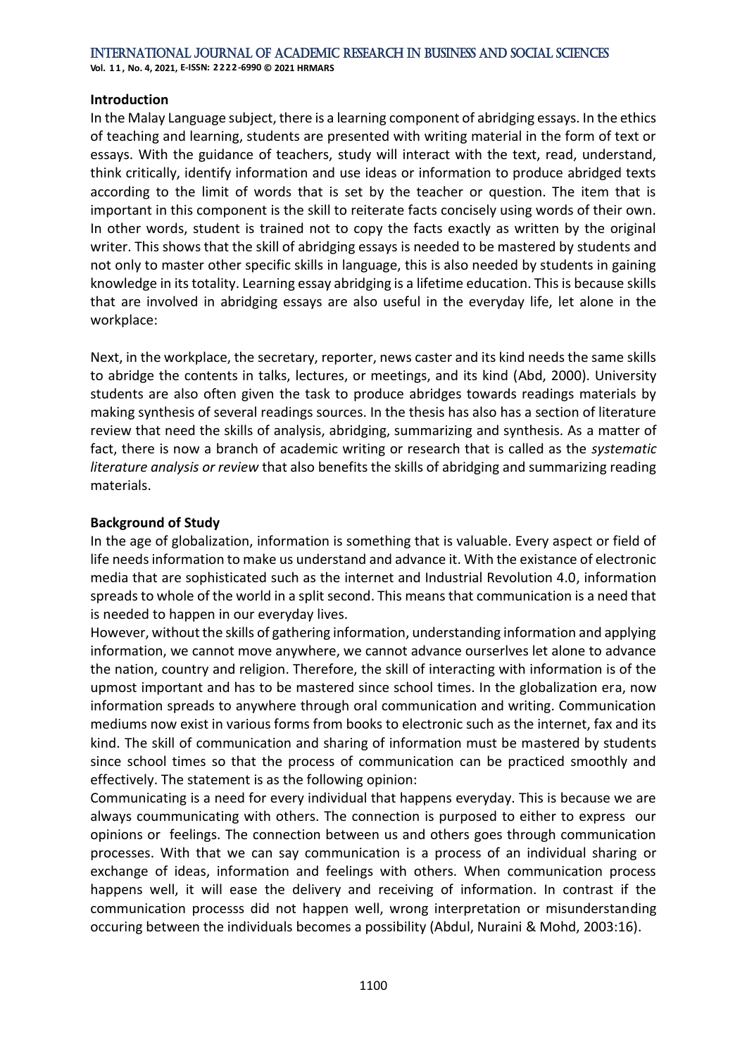## Introduction

In the Malay Language subject, there is a learning component of abridging essays. In the ethics of teaching and learning, students are presented with writing material in the form of text or essays. With the guidance of teachers, study will interact with the text, read, understand, think critically, identify information and use ideas or information to produce abridged texts according to the limit of words that is set by the teacher or question. The item that is important in this component is the skill to reiterate facts concisely using words of their own. In other words, student is trained not to copy the facts exactly as written by the original writer. This shows that the skill of abridging essays is needed to be mastered by students and not only to master other specific skills in language, this is also needed by students in gaining knowledge in its totality. Learning essay abridging is a lifetime education. This is because skills that are involved in abridging essays are also useful in the everyday life, let alone in the workplace:

Next, in the workplace, the secretary, reporter, news caster and its kind needs the same skills to abridge the contents in talks, lectures, or meetings, and its kind (Abd, 2000). University students are also often given the task to produce abridges towards readings materials by making synthesis of several readings sources. In the thesis has also has a section of literature review that need the skills of analysis, abridging, summarizing and synthesis. As a matter of fact, there is now a branch of academic writing or research that is called as the *systematic literature analysis or review* that also benefits the skills of abridging and summarizing reading materials.

## Background of Study

In the age of globalization, information is something that is valuable. Every aspect or field of life needs information to make us understand and advance it. With the existance of electronic media that are sophisticated such as the internet and Industrial Revolution 4.0, information spreads to whole of the world in a split second. This means that communication is a need that is needed to happen in our everyday lives.

However, without the skills of gathering information, understanding information and applying information, we cannot move anywhere, we cannot advance ourserlves let alone to advance the nation, country and religion. Therefore, the skill of interacting with information is of the upmost important and has to be mastered since school times. In the globalization era, now information spreads to anywhere through oral communication and writing. Communication mediums now exist in various forms from books to electronic such as the internet, fax and its kind. The skill of communication and sharing of information must be mastered by students since school times so that the process of communication can be practiced smoothly and effectively. The statement is as the following opinion:

Communicating is a need for every individual that happens everyday. This is because we are always coummunicating with others. The connection is purposed to either to express our opinions or feelings. The connection between us and others goes through communication processes. With that we can say communication is a process of an individual sharing or exchange of ideas, information and feelings with others. When communication process happens well, it will ease the delivery and receiving of information. In contrast if the communication processs did not happen well, wrong interpretation or misunderstanding occuring between the individuals becomes a possibility (Abdul, Nuraini & Mohd, 2003:16).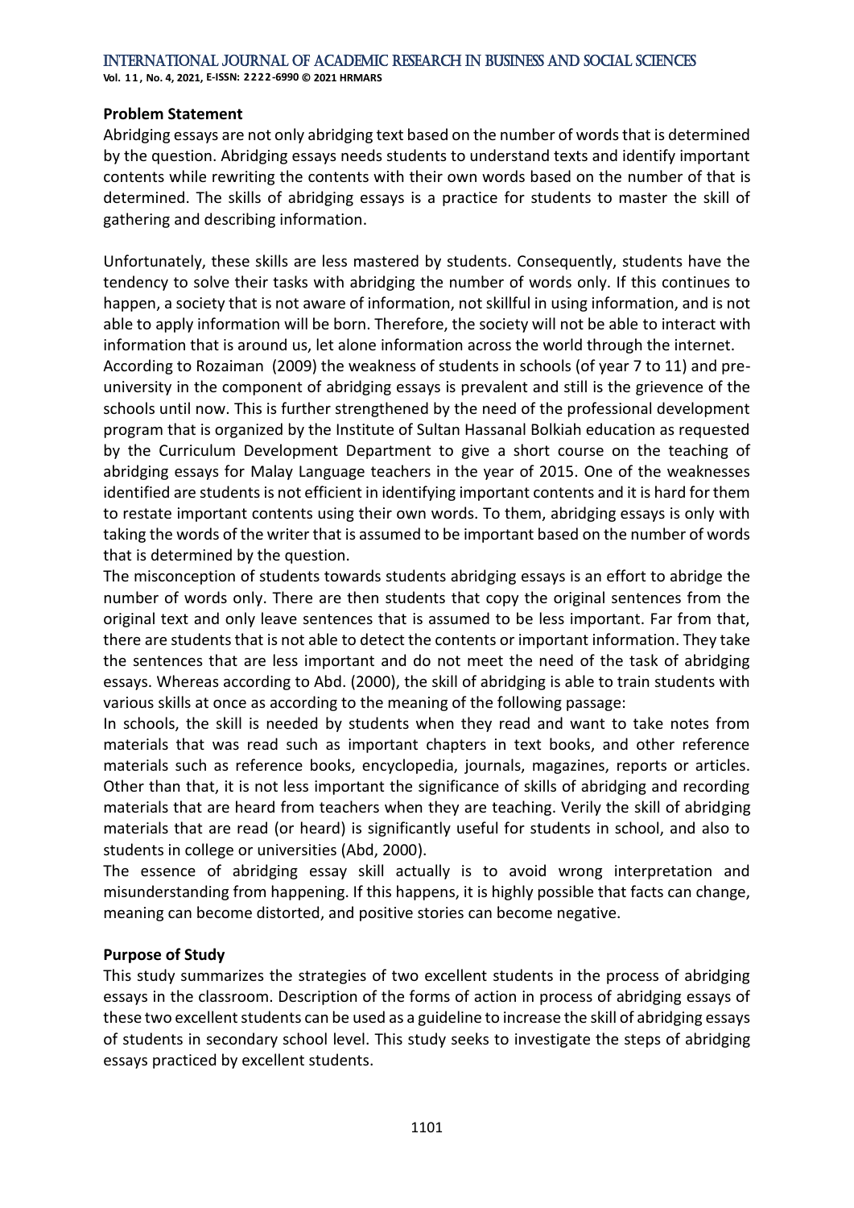**Problem Statement**

Abridging essays are not only abridging text based on the number of words that is determined by the question. Abridging essays needs students to understand texts and identify important contents while rewriting the contents with their own words based on the number of that is determined. The skills of abridging essays is a practice for students to master the skill of gathering and describing information.

Unfortunately, these skills are less mastered by students. Consequently, students have the tendency to solve their tasks with abridging the number of words only. If this continues to happen, a society that is not aware of information, not skillful in using information, and is not able to apply information will be born. Therefore, the society will not be able to interact with information that is around us, let alone information across the world through the internet.

According to Rozaiman (2009) the weakness of students in schools (of year 7 to 11) and pre-university in the component of abridging essays is prevalent and still is the grievence of the schools until now. This is further strengthened by the need of the professional development program that is organized by the Institute of Sultan Hassanal Bolkiah education as requested by the Curriculum Development Department to give a short course on the teaching of abridging essays for Malay Language teachers in the year of 2015. One of the weaknesses identified are students is not efficient in identifying important contents and it is hard for them to restate important contents using their own words. To them, abridging essays is only with taking the words of the writer that is assumed to be important based on the number of words that is determined by the question.

The misconception of students towards students abridging essays is an effort to abridge the number of words only. There are then students that copy the original sentences from the original text and only leave sentences that is assumed to be less important. Far from that, there are students that is not able to detect the contents or important information. They take the sentences that are less important and do not meet the need of the task of abridging essays. Whereas according to Abd. (2000), the skill of abridging is able to train students with various skills at once as according to the meaning of the following passage:

In schools, the skill is needed by students when they read and want to take notes from materials that was read such as important chapters in text books, and other reference materials such as reference books, encyclopedia, journals, magazines, reports or articles. Other than that, it is not less important the significance of skills of abridging and recording materials that are heard from teachers when they are teaching. Verily the skill of abridging materials that are read (or heard) is significantly useful for students in school, and also to students in college or universities (Abd, 2000).

The essence of abridging essay skill actually is to avoid wrong interpretation and misunderstanding from happening. If this happens, it is highly possible that facts can change, meaning can become distorted, and positive stories can become negative.

**Purpose of Study**

This study summarizes the strategies of two excellent students in the process of abridging essays in the classroom. Description of the forms of action in process of abridging essays of these two excellent students can be used as a guideline to increase the skill of abridging essays of students in secondary school level. This study seeks to investigate the steps of abridging essays practiced by excellent students.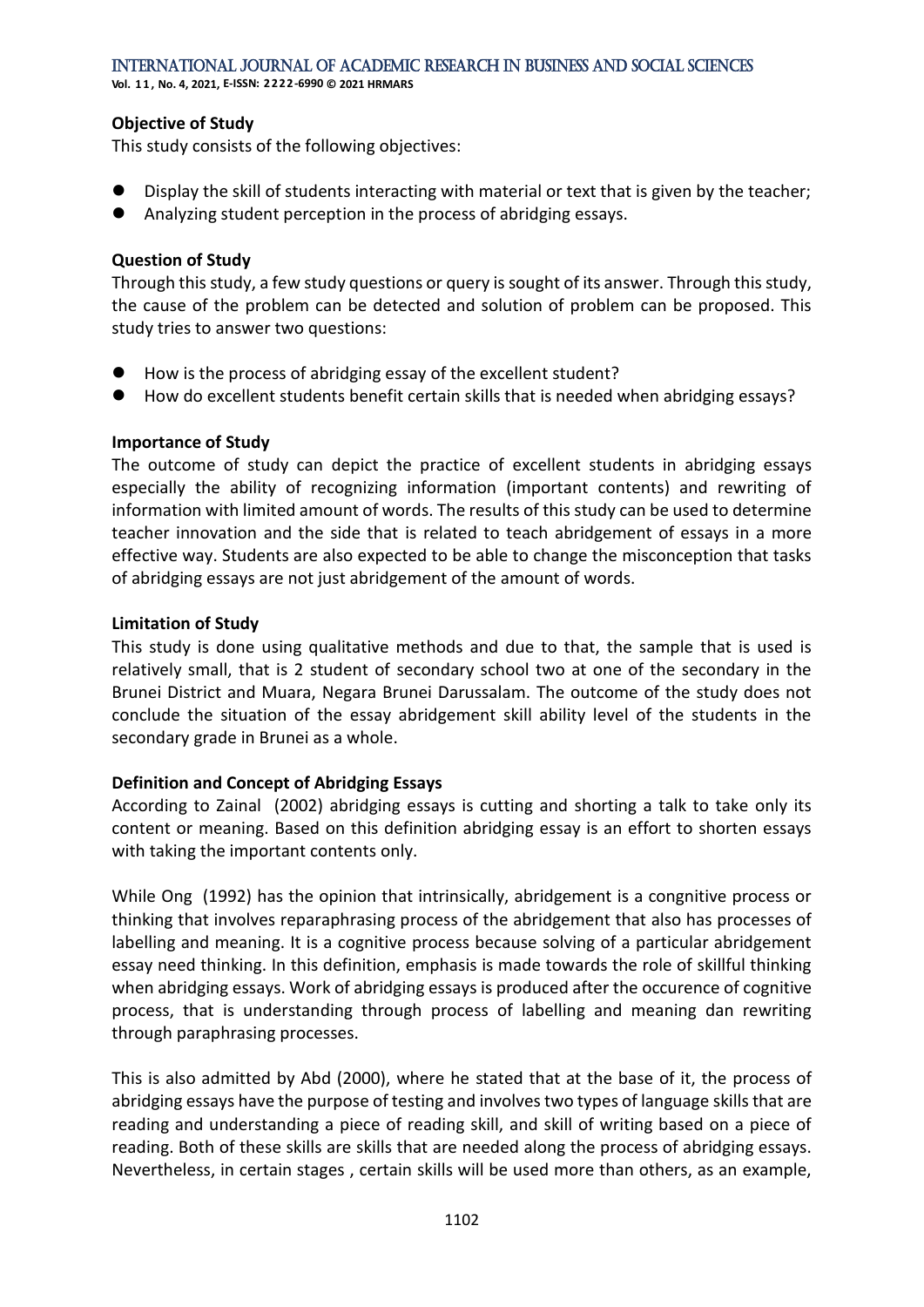**Objective of Study**

This study consists of the following objectives:

- Display the skill of students interacting with material or text that is given by the teacher;
- Analyzing student perception in the process of abridging essays.

**Question of Study**

Through this study, a few study questions or query is sought of its answer. Through this study, the cause of the problem can be detected and solution of problem can be proposed. This study tries to answer two questions:

- How is the process of abridging essay of the excellent student?
- How do excellent students benefit certain skills that is needed when abridging essays?

**Importance of Study**

The outcome of study can depict the practice of excellent students in abridging essays especially the ability of recognizing information (important contents) and rewriting of information with limited amount of words. The results of this study can be used to determine teacher innovation and the side that is related to teach abridgement of essays in a more effective way. Students are also expected to be able to change the misconception that tasks of abridging essays are not just abridgement of the amount of words.

**Limitation of Study**

This study is done using qualitative methods and due to that, the sample that is used is relatively small, that is 2 student of secondary school two at one of the secondary in the Brunei District and Muara, Negara Brunei Darussalam. The outcome of the study does not conclude the situation of the essay abridgement skill ability level of the students in the secondary grade in Brunei as a whole.

**Definition and Concept of Abridging Essays**

According to Zainal (2002) abridging essays is cutting and shorting a talk to take only its content or meaning. Based on this definition abridging essay is an effort to shorten essays with taking the important contents only.

While Ong (1992) has the opinion that intrinsically, abridgement is a congnitive process or thinking that involves reparaphrasing process of the abridgement that also has processes of labelling and meaning. It is a cognitive process because solving of a particular abridgement essay need thinking. In this definition, emphasis is made towards the role of skillful thinking when abridging essays. Work of abridging essays is produced after the occurence of cognitive process, that is understanding through process of labelling and meaning dan rewriting through paraphrasing processes.

This is also admitted by Abd (2000), where he stated that at the base of it, the process of abridging essays have the purpose of testing and involves two types of language skills that are reading and understanding a piece of reading skill, and skill of writing based on a piece of reading. Both of these skills are skills that are needed along the process of abridging essays. Nevertheless, in certain stages , certain skills will be used more than others, as an example,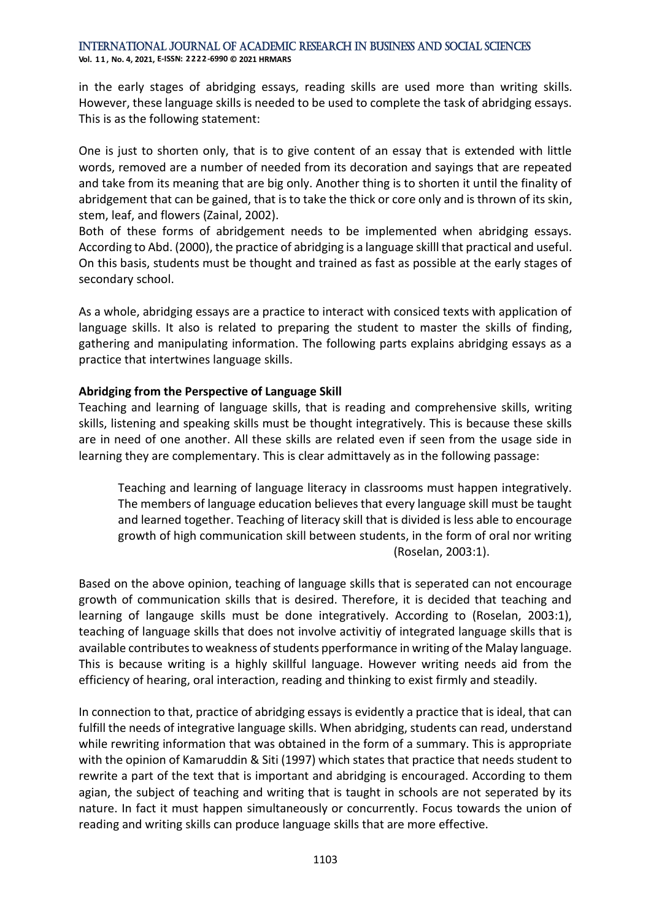in the early stages of abridging essays, reading skills are used more than writing skills. However, these language skills is needed to be used to complete the task of abridging essays. This is as the following statement:

One is just to shorten only, that is to give content of an essay that is extended with little words, removed are a number of needed from its decoration and sayings that are repeated and take from its meaning that are big only. Another thing is to shorten it until the finality of abridgement that can be gained, that is to take the thick or core only and is thrown of its skin, stem, leaf, and flowers (Zainal, 2002).

Both of these forms of abridgement needs to be implemented when abridging essays. According to Abd. (2000), the practice of abridging is a language skilll that practical and useful. On this basis, students must be thought and trained as fast as possible at the early stages of secondary school.

As a whole, abridging essays are a practice to interact with consiced texts with application of language skills. It also is related to preparing the student to master the skills of finding, gathering and manipulating information. The following parts explains abridging essays as a practice that intertwines language skills.

**Abridging from the Perspective of Language Skill**

Teaching and learning of language skills, that is reading and comprehensive skills, writing skills, listening and speaking skills must be thought integratively. This is because these skills are in need of one another. All these skills are related even if seen from the usage side in learning they are complementary. This is clear admittavely as in the following passage:

> Teaching and learning of language literacy in classrooms must happen integratively. The members of language education believes that every language skill must be taught and learned together. Teaching of literacy skill that is divided is less able to encourage growth of high communication skill between students, in the form of oral nor writing (Roselan, 2003:1).

Based on the above opinion, teaching of language skills that is seperated can not encourage growth of communication skills that is desired. Therefore, it is decided that teaching and learning of langauge skills must be done integratively. According to (Roselan, 2003:1), teaching of language skills that does not involve activitiy of integrated language skills that is available contributes to weakness of students pperformance in writing of the Malay language. This is because writing is a highly skillful language. However writing needs aid from the efficiency of hearing, oral interaction, reading and thinking to exist firmly and steadily.

In connection to that, practice of abridging essays is evidently a practice that is ideal, that can fulfill the needs of integrative language skills. When abridging, students can read, understand while rewriting information that was obtained in the form of a summary. This is appropriate with the opinion of Kamaruddin & Siti (1997) which states that practice that needs student to rewrite a part of the text that is important and abridging is encouraged. According to them agian, the subject of teaching and writing that is taught in schools are not seperated by its nature. In fact it must happen simultaneously or concurrently. Focus towards the union of reading and writing skills can produce language skills that are more effective.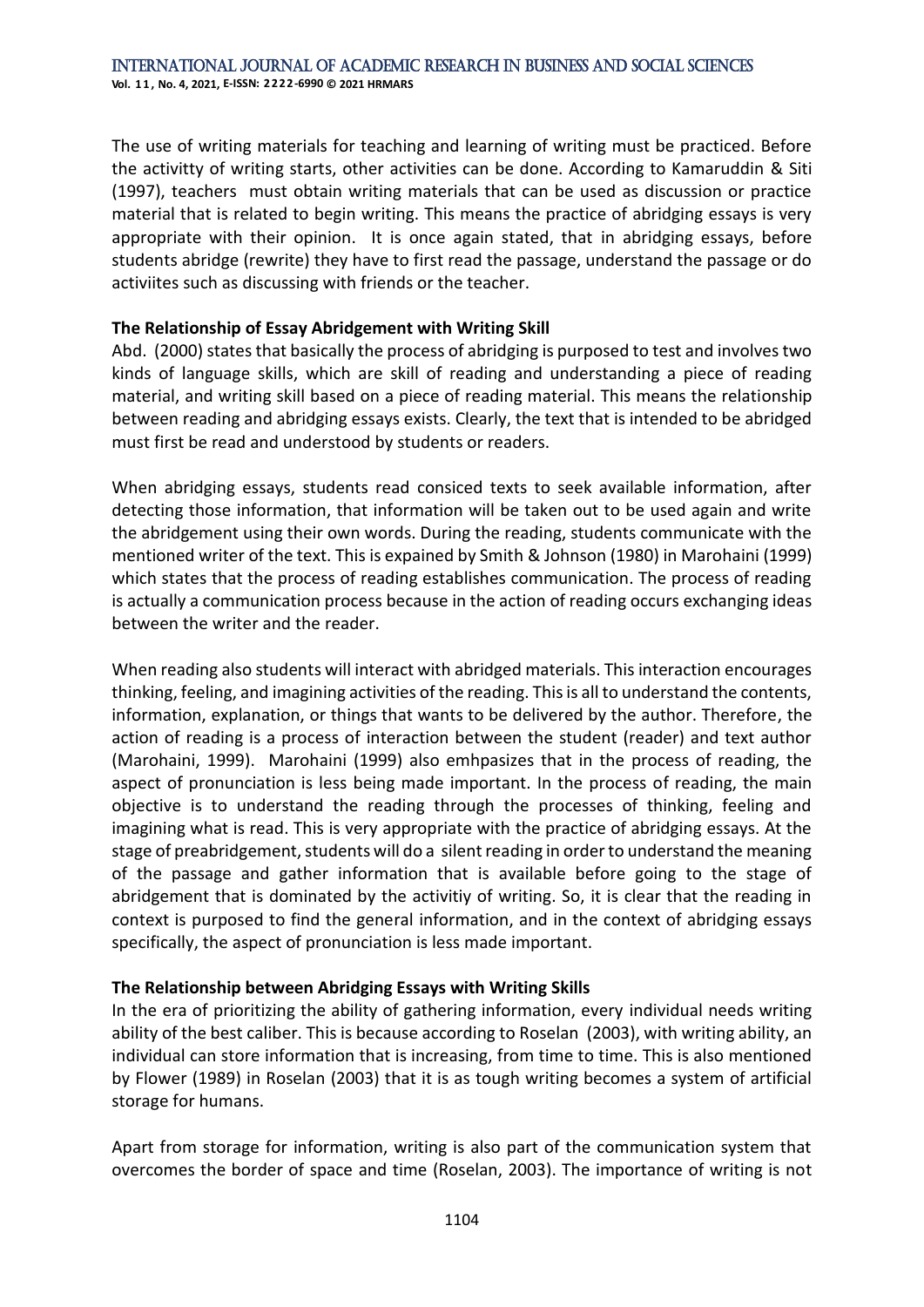The use of writing materials for teaching and learning of writing must be practiced. Before the activitty of writing starts, other activities can be done. According to Kamaruddin & Siti (1997), teachers must obtain writing materials that can be used as discussion or practice material that is related to begin writing. This means the practice of abridging essays is very appropriate with their opinion. It is once again stated, that in abridging essays, before students abridge (rewrite) they have to first read the passage, understand the passage or do activiites such as discussing with friends or the teacher.

**The Relationship of Essay Abridgement with Writing Skill**

Abd. (2000) states that basically the process of abridging is purposed to test and involves two kinds of language skills, which are skill of reading and understanding a piece of reading material, and writing skill based on a piece of reading material. This means the relationship between reading and abridging essays exists. Clearly, the text that is intended to be abridged must first be read and understood by students or readers.

When abridging essays, students read consiced texts to seek available information, after detecting those information, that information will be taken out to be used again and write the abridgement using their own words. During the reading, students communicate with the mentioned writer of the text. This is expained by Smith & Johnson (1980) in Marohaini (1999) which states that the process of reading establishes communication. The process of reading is actually a communication process because in the action of reading occurs exchanging ideas between the writer and the reader.

When reading also students will interact with abridged materials. This interaction encourages thinking, feeling, and imagining activities of the reading. This is all to understand the contents, information, explanation, or things that wants to be delivered by the author. Therefore, the action of reading is a process of interaction between the student (reader) and text author (Marohaini, 1999). Marohaini (1999) also emhpasizes that in the process of reading, the aspect of pronunciation is less being made important. In the process of reading, the main objective is to understand the reading through the processes of thinking, feeling and imagining what is read. This is very appropriate with the practice of abridging essays. At the stage of preabridgement, students will do a silent reading in order to understand the meaning of the passage and gather information that is available before going to the stage of abridgement that is dominated by the activitiy of writing. So, it is clear that the reading in context is purposed to find the general information, and in the context of abridging essays specifically, the aspect of pronunciation is less made important.

**The Relationship between Abridging Essays with Writing Skills**

In the era of prioritizing the ability of gathering information, every individual needs writing ability of the best caliber. This is because according to Roselan (2003), with writing ability, an individual can store information that is increasing, from time to time. This is also mentioned by Flower (1989) in Roselan (2003) that it is as tough writing becomes a system of artificial storage for humans.

Apart from storage for information, writing is also part of the communication system that overcomes the border of space and time (Roselan, 2003). The importance of writing is not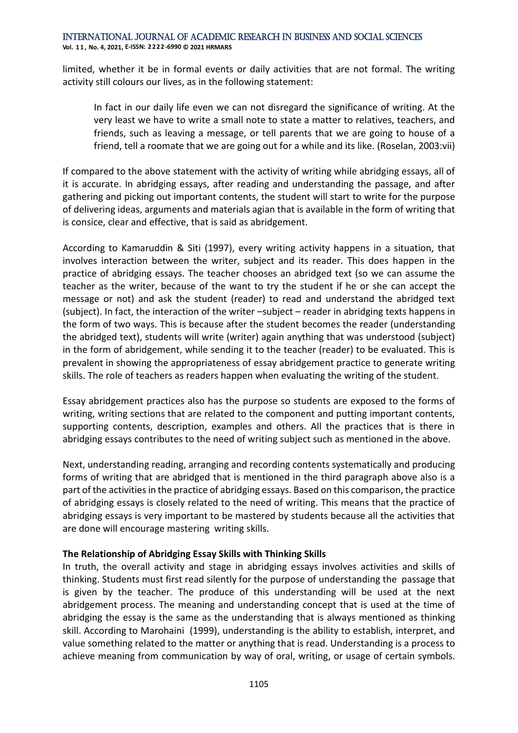limited, whether it be in formal events or daily activities that are not formal. The writing activity still colours our lives, as in the following statement:

> In fact in our daily life even we can not disregard the significance of writing. At the very least we have to write a small note to state a matter to relatives, teachers, and friends, such as leaving a message, or tell parents that we are going to house of a friend, tell a roomate that we are going out for a while and its like. (Roselan, 2003:vii)

If compared to the above statement with the activity of writing while abridging essays, all of it is accurate. In abridging essays, after reading and understanding the passage, and after gathering and picking out important contents, the student will start to write for the purpose of delivering ideas, arguments and materials agian that is available in the form of writing that is consice, clear and effective, that is said as abridgement.

According to Kamaruddin & Siti (1997), every writing activity happens in a situation, that involves interaction between the writer, subject and its reader. This does happen in the practice of abridging essays. The teacher chooses an abridged text (so we can assume the teacher as the writer, because of the want to try the student if he or she can accept the message or not) and ask the student (reader) to read and understand the abridged text (subject). In fact, the interaction of the writer –subject – reader in abridging texts happens in the form of two ways. This is because after the student becomes the reader (understanding the abridged text), students will write (writer) again anything that was understood (subject) in the form of abridgement, while sending it to the teacher (reader) to be evaluated. This is prevalent in showing the appropriateness of essay abridgement practice to generate writing skills. The role of teachers as readers happen when evaluating the writing of the student.

Essay abridgement practices also has the purpose so students are exposed to the forms of writing, writing sections that are related to the component and putting important contents, supporting contents, description, examples and others. All the practices that is there in abridging essays contributes to the need of writing subject such as mentioned in the above.

Next, understanding reading, arranging and recording contents systematically and producing forms of writing that are abridged that is mentioned in the third paragraph above also is a part of the activities in the practice of abridging essays. Based on this comparison, the practice of abridging essays is closely related to the need of writing. This means that the practice of abridging essays is very important to be mastered by students because all the activities that are done will encourage mastering writing skills.

**The Relationship of Abridging Essay Skills with Thinking Skills**

In truth, the overall activity and stage in abridging essays involves activities and skills of thinking. Students must first read silently for the purpose of understanding the passage that is given by the teacher. The produce of this understanding will be used at the next abridgement process. The meaning and understanding concept that is used at the time of abridging the essay is the same as the understanding that is always mentioned as thinking skill. According to Marohaini (1999), understanding is the ability to establish, interpret, and value something related to the matter or anything that is read. Understanding is a process to achieve meaning from communication by way of oral, writing, or usage of certain symbols.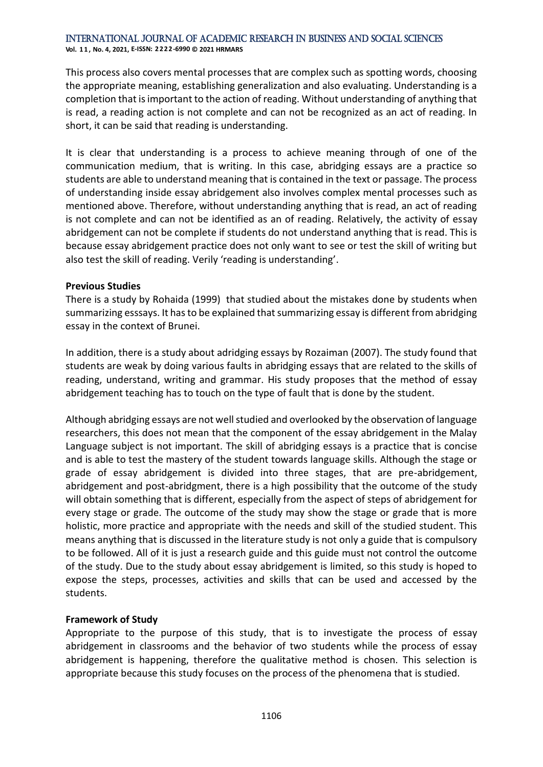This process also covers mental processes that are complex such as spotting words, choosing the appropriate meaning, establishing generalization and also evaluating. Understanding is a completion that is important to the action of reading. Without understanding of anything that is read, a reading action is not complete and can not be recognized as an act of reading. In short, it can be said that reading is understanding.

It is clear that understanding is a process to achieve meaning through of one of the communication medium, that is writing. In this case, abridging essays are a practice so students are able to understand meaning that is contained in the text or passage. The process of understanding inside essay abridgement also involves complex mental processes such as mentioned above. Therefore, without understanding anything that is read, an act of reading is not complete and can not be identified as an of reading. Relatively, the activity of essay abridgement can not be complete if students do not understand anything that is read. This is because essay abridgement practice does not only want to see or test the skill of writing but also test the skill of reading. Verily 'reading is understanding'.

**Previous Studies**

There is a study by Rohaida (1999) that studied about the mistakes done by students when summarizing esssays. It has to be explained that summarizing essay is different from abridging essay in the context of Brunei.

In addition, there is a study about adridging essays by Rozaiman (2007). The study found that students are weak by doing various faults in abridging essays that are related to the skills of reading, understand, writing and grammar. His study proposes that the method of essay abridgement teaching has to touch on the type of fault that is done by the student.

Although abridging essays are not well studied and overlooked by the observation of language researchers, this does not mean that the component of the essay abridgement in the Malay Language subject is not important. The skill of abridging essays is a practice that is concise and is able to test the mastery of the student towards language skills. Although the stage or grade of essay abridgement is divided into three stages, that are pre-abridgement, abridgement and post-abridgment, there is a high possibility that the outcome of the study will obtain something that is different, especially from the aspect of steps of abridgement for every stage or grade. The outcome of the study may show the stage or grade that is more holistic, more practice and appropriate with the needs and skill of the studied student. This means anything that is discussed in the literature study is not only a guide that is compulsory to be followed. All of it is just a research guide and this guide must not control the outcome of the study. Due to the study about essay abridgement is limited, so this study is hoped to expose the steps, processes, activities and skills that can be used and accessed by the students.

**Framework of Study**

Appropriate to the purpose of this study, that is to investigate the process of essay abridgement in classrooms and the behavior of two students while the process of essay abridgement is happening, therefore the qualitative method is chosen. This selection is appropriate because this study focuses on the process of the phenomena that is studied.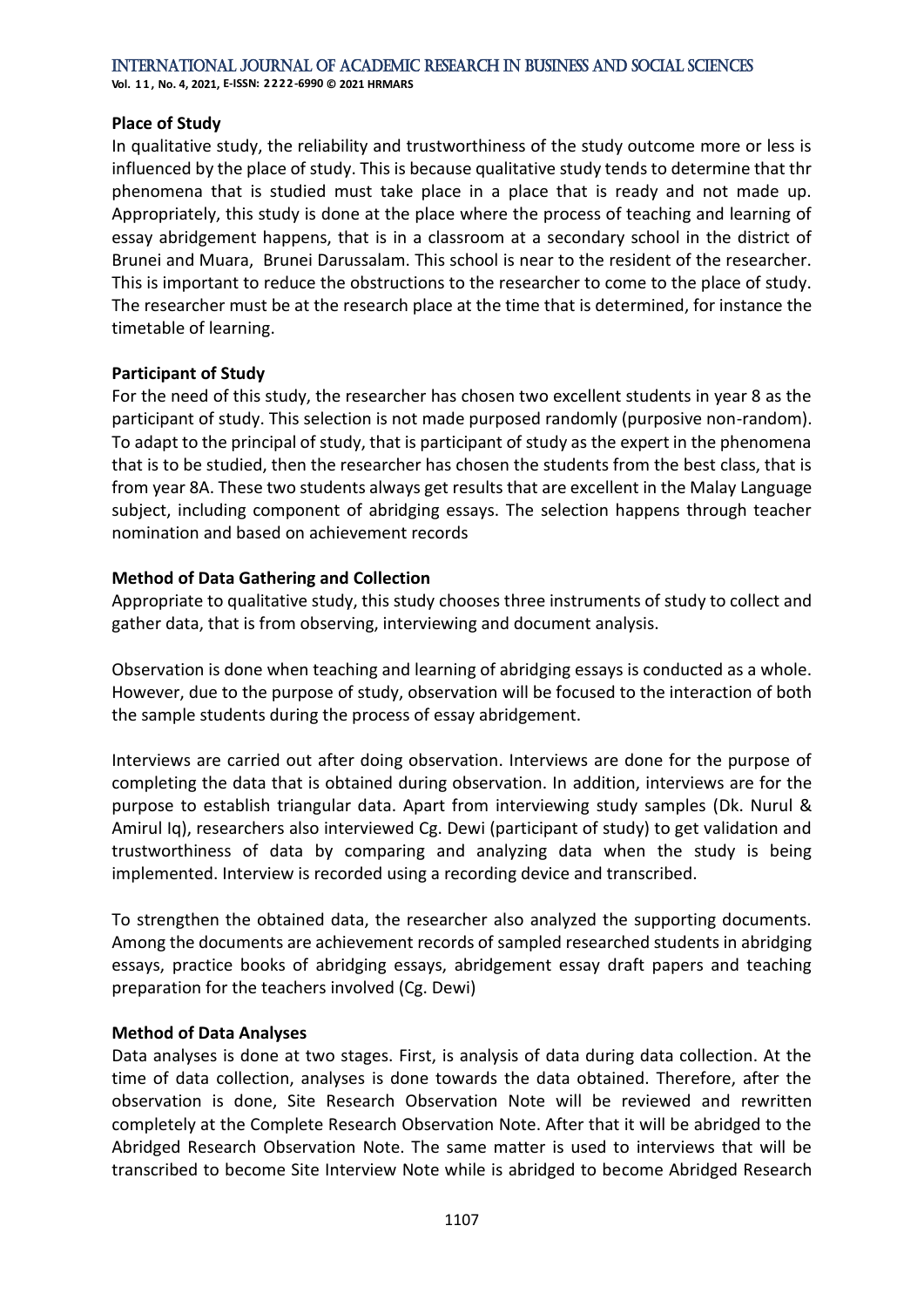**Place of Study**

In qualitative study, the reliability and trustworthiness of the study outcome more or less is influenced by the place of study. This is because qualitative study tends to determine that thr phenomena that is studied must take place in a place that is ready and not made up. Appropriately, this study is done at the place where the process of teaching and learning of essay abridgement happens, that is in a classroom at a secondary school in the district of Brunei and Muara, Brunei Darussalam. This school is near to the resident of the researcher. This is important to reduce the obstructions to the researcher to come to the place of study. The researcher must be at the research place at the time that is determined, for instance the timetable of learning.

**Participant of Study**

For the need of this study, the researcher has chosen two excellent students in year 8 as the participant of study. This selection is not made purposed randomly (purposive non-random). To adapt to the principal of study, that is participant of study as the expert in the phenomena that is to be studied, then the researcher has chosen the students from the best class, that is from year 8A. These two students always get results that are excellent in the Malay Language subject, including component of abridging essays. The selection happens through teacher nomination and based on achievement records

**Method of Data Gathering and Collection**

Appropriate to qualitative study, this study chooses three instruments of study to collect and gather data, that is from observing, interviewing and document analysis.

Observation is done when teaching and learning of abridging essays is conducted as a whole. However, due to the purpose of study, observation will be focused to the interaction of both the sample students during the process of essay abridgement.

Interviews are carried out after doing observation. Interviews are done for the purpose of completing the data that is obtained during observation. In addition, interviews are for the purpose to establish triangular data. Apart from interviewing study samples (Dk. Nurul & Amirul Iq), researchers also interviewed Cg. Dewi (participant of study) to get validation and trustworthiness of data by comparing and analyzing data when the study is being implemented. Interview is recorded using a recording device and transcribed.

To strengthen the obtained data, the researcher also analyzed the supporting documents. Among the documents are achievement records of sampled researched students in abridging essays, practice books of abridging essays, abridgement essay draft papers and teaching preparation for the teachers involved (Cg. Dewi)

**Method of Data Analyses**

Data analyses is done at two stages. First, is analysis of data during data collection. At the time of data collection, analyses is done towards the data obtained. Therefore, after the observation is done, Site Research Observation Note will be reviewed and rewritten completely at the Complete Research Observation Note. After that it will be abridged to the Abridged Research Observation Note. The same matter is used to interviews that will be transcribed to become Site Interview Note while is abridged to become Abridged Research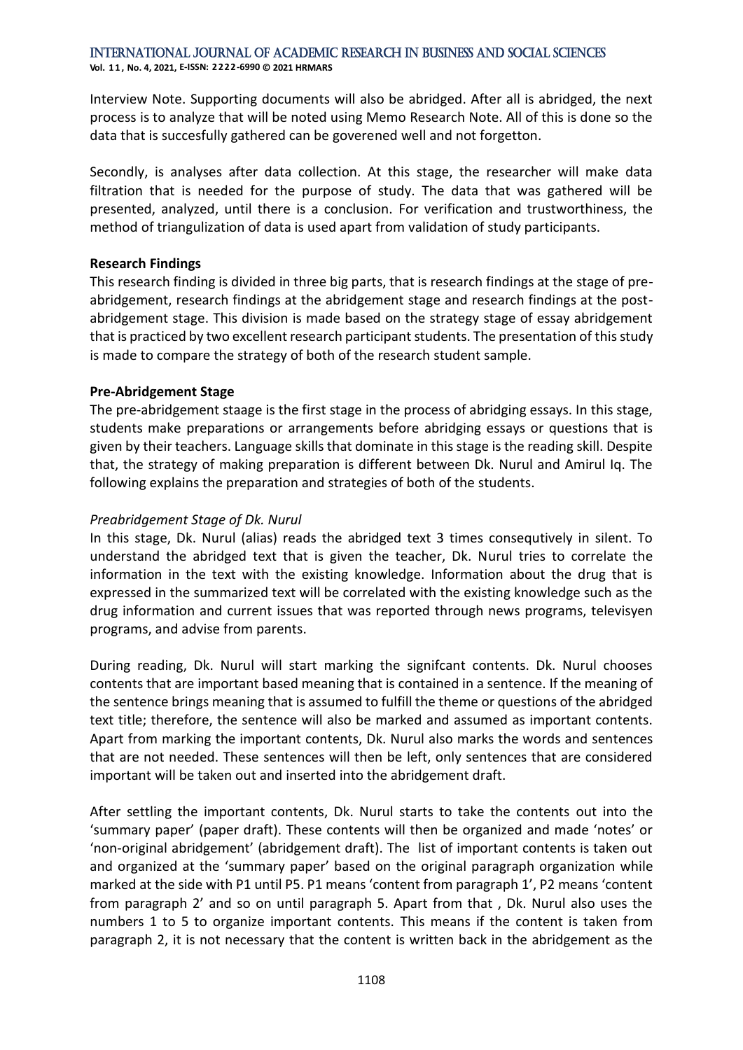Interview Note. Supporting documents will also be abridged. After all is abridged, the next process is to analyze that will be noted using Memo Research Note. All of this is done so the data that is succesfully gathered can be goverened well and not forgetton.

Secondly, is analyses after data collection. At this stage, the researcher will make data filtration that is needed for the purpose of study. The data that was gathered will be presented, analyzed, until there is a conclusion. For verification and trustworthiness, the method of triangulization of data is used apart from validation of study participants.

**Research Findings**

This research finding is divided in three big parts, that is research findings at the stage of pre-abridgement, research findings at the abridgement stage and research findings at the post-abridgement stage. This division is made based on the strategy stage of essay abridgement that is practiced by two excellent research participant students. The presentation of this study is made to compare the strategy of both of the research student sample.

**Pre-Abridgement Stage**

The pre-abridgement staage is the first stage in the process of abridging essays. In this stage, students make preparations or arrangements before abridging essays or questions that is given by their teachers. Language skills that dominate in this stage is the reading skill. Despite that, the strategy of making preparation is different between Dk. Nurul and Amirul Iq. The following explains the preparation and strategies of both of the students.

*Preabridgement Stage of Dk. Nurul*

In this stage, Dk. Nurul (alias) reads the abridged text 3 times consequtively in silent. To understand the abridged text that is given the teacher, Dk. Nurul tries to correlate the information in the text with the existing knowledge. Information about the drug that is expressed in the summarized text will be correlated with the existing knowledge such as the drug information and current issues that was reported through news programs, televisyen programs, and advise from parents.

During reading, Dk. Nurul will start marking the signifcant contents. Dk. Nurul chooses contents that are important based meaning that is contained in a sentence. If the meaning of the sentence brings meaning that is assumed to fulfill the theme or questions of the abridged text title; therefore, the sentence will also be marked and assumed as important contents. Apart from marking the important contents, Dk. Nurul also marks the words and sentences that are not needed. These sentences will then be left, only sentences that are considered important will be taken out and inserted into the abridgement draft.

After settling the important contents, Dk. Nurul starts to take the contents out into the 'summary paper' (paper draft). These contents will then be organized and made 'notes' or 'non-original abridgement' (abridgement draft). The list of important contents is taken out and organized at the 'summary paper' based on the original paragraph organization while marked at the side with P1 until P5. P1 means 'content from paragraph 1', P2 means 'content from paragraph 2' and so on until paragraph 5. Apart from that , Dk. Nurul also uses the numbers 1 to 5 to organize important contents. This means if the content is taken from paragraph 2, it is not necessary that the content is written back in the abridgement as the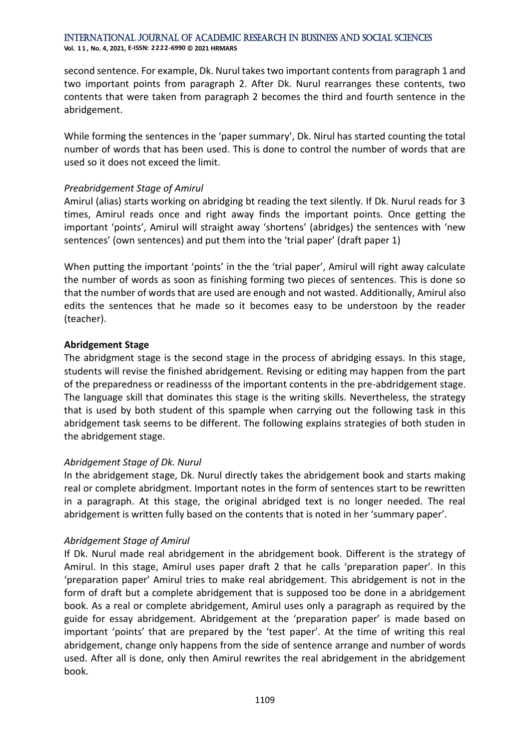second sentence. For example, Dk. Nurul takes two important contents from paragraph 1 and two important points from paragraph 2. After Dk. Nurul rearranges these contents, two contents that were taken from paragraph 2 becomes the third and fourth sentence in the abridgement.

While forming the sentences in the 'paper summary', Dk. Nirul has started counting the total number of words that has been used. This is done to control the number of words that are used so it does not exceed the limit.

*Preabridgement Stage of Amirul*

Amirul (alias) starts working on abridging bt reading the text silently. If Dk. Nurul reads for 3 times, Amirul reads once and right away finds the important points. Once getting the important 'points', Amirul will straight away 'shortens' (abridges) the sentences with 'new sentences' (own sentences) and put them into the 'trial paper' (draft paper 1)

When putting the important 'points' in the the 'trial paper', Amirul will right away calculate the number of words as soon as finishing forming two pieces of sentences. This is done so that the number of words that are used are enough and not wasted. Additionally, Amirul also edits the sentences that he made so it becomes easy to be understoon by the reader (teacher).

**Abridgement Stage**

The abridgment stage is the second stage in the process of abridging essays. In this stage, students will revise the finished abridgement. Revising or editing may happen from the part of the preparedness or readinesss of the important contents in the pre-abdridgement stage. The language skill that dominates this stage is the writing skills. Nevertheless, the strategy that is used by both student of this spample when carrying out the following task in this abridgement task seems to be different. The following explains strategies of both studen in the abridgement stage.

*Abridgement Stage of Dk. Nurul*

In the abridgement stage, Dk. Nurul directly takes the abridgement book and starts making real or complete abridgment. Important notes in the form of sentences start to be rewritten in a paragraph. At this stage, the original abridged text is no longer needed. The real abridgement is written fully based on the contents that is noted in her 'summary paper'.

*Abridgement Stage of Amirul*

If Dk. Nurul made real abridgement in the abridgement book. Different is the strategy of Amirul. In this stage, Amirul uses paper draft 2 that he calls 'preparation paper'. In this 'preparation paper' Amirul tries to make real abridgement. This abridgement is not in the form of draft but a complete abridgement that is supposed too be done in a abridgement book. As a real or complete abridgement, Amirul uses only a paragraph as required by the guide for essay abridgement. Abridgement at the 'preparation paper' is made based on important 'points' that are prepared by the 'test paper'. At the time of writing this real abridgement, change only happens from the side of sentence arrange and number of words used. After all is done, only then Amirul rewrites the real abridgement in the abridgement book.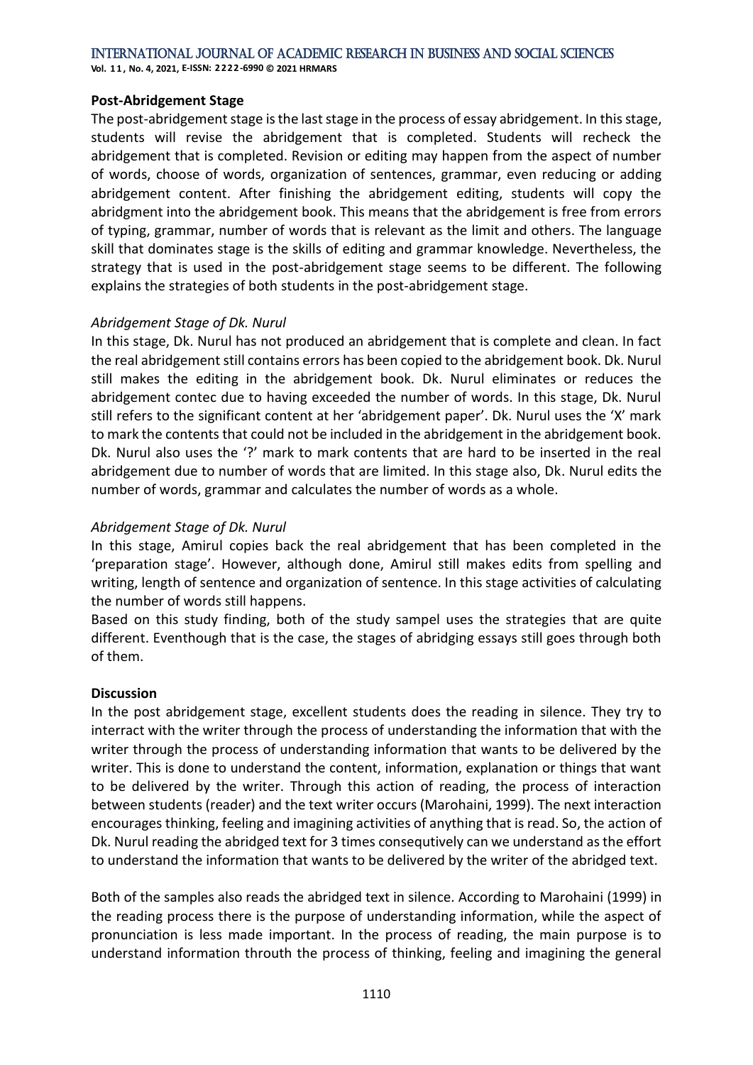**Post-Abridgement Stage**

The post-abridgement stage is the last stage in the process of essay abridgement. In this stage, students will revise the abridgement that is completed. Students will recheck the abridgement that is completed. Revision or editing may happen from the aspect of number of words, choose of words, organization of sentences, grammar, even reducing or adding abridgement content. After finishing the abridgement editing, students will copy the abridgment into the abridgement book. This means that the abridgement is free from errors of typing, grammar, number of words that is relevant as the limit and others. The language skill that dominates stage is the skills of editing and grammar knowledge. Nevertheless, the strategy that is used in the post-abridgement stage seems to be different. The following explains the strategies of both students in the post-abridgement stage.

*Abridgement Stage of Dk. Nurul*

In this stage, Dk. Nurul has not produced an abridgement that is complete and clean. In fact the real abridgement still contains errors has been copied to the abridgement book. Dk. Nurul still makes the editing in the abridgement book. Dk. Nurul eliminates or reduces the abridgement contec due to having exceeded the number of words. In this stage, Dk. Nurul still refers to the significant content at her 'abridgement paper'. Dk. Nurul uses the 'X' mark to mark the contents that could not be included in the abridgement in the abridgement book. Dk. Nurul also uses the '?' mark to mark contents that are hard to be inserted in the real abridgement due to number of words that are limited. In this stage also, Dk. Nurul edits the number of words, grammar and calculates the number of words as a whole.

*Abridgement Stage of Dk. Nurul*

In this stage, Amirul copies back the real abridgement that has been completed in the 'preparation stage'. However, although done, Amirul still makes edits from spelling and writing, length of sentence and organization of sentence. In this stage activities of calculating the number of words still happens.

Based on this study finding, both of the study sampel uses the strategies that are quite different. Eventhough that is the case, the stages of abridging essays still goes through both of them.

**Discussion**

In the post abridgement stage, excellent students does the reading in silence. They try to interract with the writer through the process of understanding the information that with the writer through the process of understanding information that wants to be delivered by the writer. This is done to understand the content, information, explanation or things that want to be delivered by the writer. Through this action of reading, the process of interaction between students (reader) and the text writer occurs (Marohaini, 1999). The next interaction encourages thinking, feeling and imagining activities of anything that is read. So, the action of Dk. Nurul reading the abridged text for 3 times consequtively can we understand as the effort to understand the information that wants to be delivered by the writer of the abridged text.

Both of the samples also reads the abridged text in silence. According to Marohaini (1999) in the reading process there is the purpose of understanding information, while the aspect of pronunciation is less made important. In the process of reading, the main purpose is to understand information throuth the process of thinking, feeling and imagining the general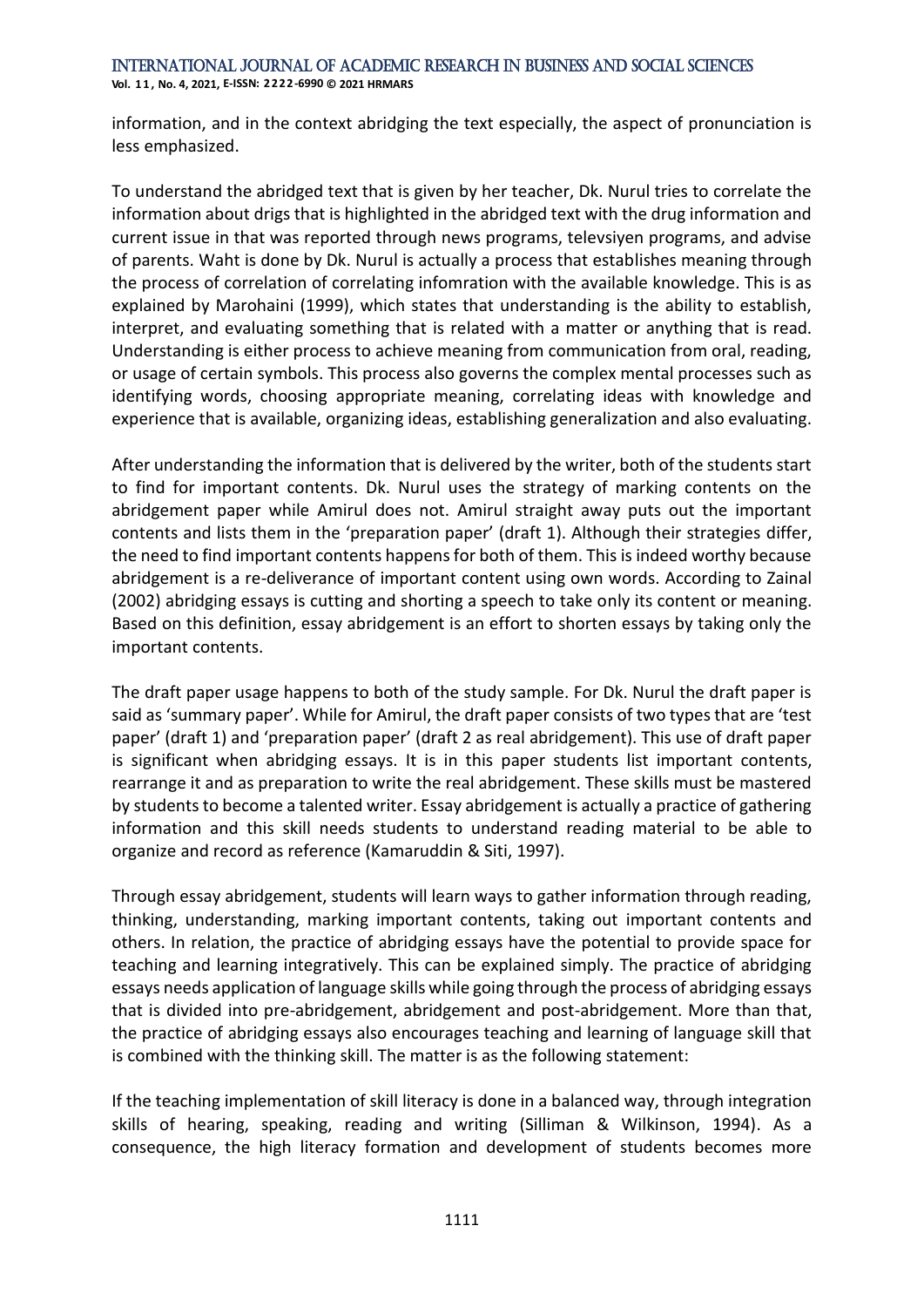information, and in the context abridging the text especially, the aspect of pronunciation is less emphasized.

To understand the abridged text that is given by her teacher, Dk. Nurul tries to correlate the information about drigs that is highlighted in the abridged text with the drug information and current issue in that was reported through news programs, televsiyen programs, and advise of parents. Waht is done by Dk. Nurul is actually a process that establishes meaning through the process of correlation of correlating infomration with the available knowledge. This is as explained by Marohaini (1999), which states that understanding is the ability to establish, interpret, and evaluating something that is related with a matter or anything that is read. Understanding is either process to achieve meaning from communication from oral, reading, or usage of certain symbols. This process also governs the complex mental processes such as identifying words, choosing appropriate meaning, correlating ideas with knowledge and experience that is available, organizing ideas, establishing generalization and also evaluating.

After understanding the information that is delivered by the writer, both of the students start to find for important contents. Dk. Nurul uses the strategy of marking contents on the abridgement paper while Amirul does not. Amirul straight away puts out the important contents and lists them in the 'preparation paper' (draft 1). Although their strategies differ, the need to find important contents happens for both of them. This is indeed worthy because abridgement is a re-deliverance of important content using own words. According to Zainal (2002) abridging essays is cutting and shorting a speech to take only its content or meaning. Based on this definition, essay abridgement is an effort to shorten essays by taking only the important contents.

The draft paper usage happens to both of the study sample. For Dk. Nurul the draft paper is said as 'summary paper'. While for Amirul, the draft paper consists of two types that are 'test paper' (draft 1) and 'preparation paper' (draft 2 as real abridgement). This use of draft paper is significant when abridging essays. It is in this paper students list important contents, rearrange it and as preparation to write the real abridgement. These skills must be mastered by students to become a talented writer. Essay abridgement is actually a practice of gathering information and this skill needs students to understand reading material to be able to organize and record as reference (Kamaruddin & Siti, 1997).

Through essay abridgement, students will learn ways to gather information through reading, thinking, understanding, marking important contents, taking out important contents and others. In relation, the practice of abridging essays have the potential to provide space for teaching and learning integratively. This can be explained simply. The practice of abridging essays needs application of language skills while going through the process of abridging essays that is divided into pre-abridgement, abridgement and post-abridgement. More than that, the practice of abridging essays also encourages teaching and learning of language skill that is combined with the thinking skill. The matter is as the following statement:

If the teaching implementation of skill literacy is done in a balanced way, through integration skills of hearing, speaking, reading and writing (Silliman & Wilkinson, 1994). As a consequence, the high literacy formation and development of students becomes more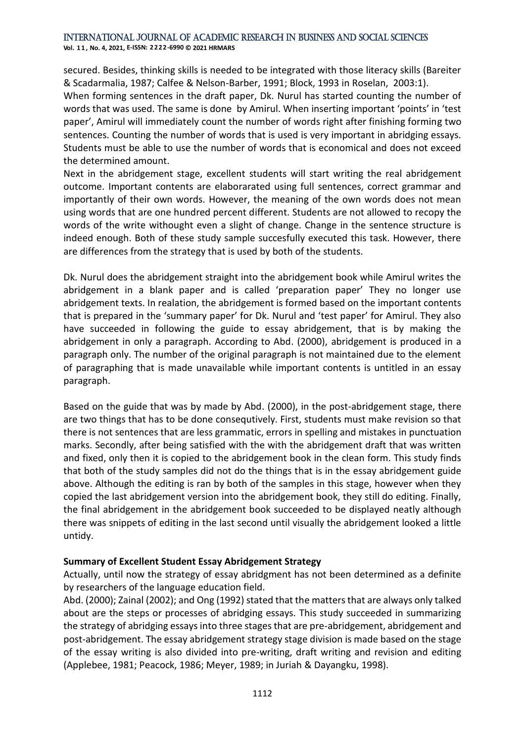secured. Besides, thinking skills is needed to be integrated with those literacy skills (Bareiter & Scadarmalia, 1987; Calfee & Nelson-Barber, 1991; Block, 1993 in Roselan, 2003:1).

When forming sentences in the draft paper, Dk. Nurul has started counting the number of words that was used. The same is done by Amirul. When inserting important 'points' in 'test paper', Amirul will immediately count the number of words right after finishing forming two sentences. Counting the number of words that is used is very important in abridging essays. Students must be able to use the number of words that is economical and does not exceed the determined amount.

Next in the abridgement stage, excellent students will start writing the real abridgement outcome. Important contents are elaborarated using full sentences, correct grammar and importantly of their own words. However, the meaning of the own words does not mean using words that are one hundred percent different. Students are not allowed to recopy the words of the write withought even a slight of change. Change in the sentence structure is indeed enough. Both of these study sample succesfully executed this task. However, there are differences from the strategy that is used by both of the students.

Dk. Nurul does the abridgement straight into the abridgement book while Amirul writes the abridgement in a blank paper and is called 'preparation paper' They no longer use abridgement texts. In realation, the abridgement is formed based on the important contents that is prepared in the 'summary paper' for Dk. Nurul and 'test paper' for Amirul. They also have succeeded in following the guide to essay abridgement, that is by making the abridgement in only a paragraph. According to Abd. (2000), abridgement is produced in a paragraph only. The number of the original paragraph is not maintained due to the element of paragraphing that is made unavailable while important contents is untitled in an essay paragraph.

Based on the guide that was by made by Abd. (2000), in the post-abridgement stage, there are two things that has to be done consequtively. First, students must make revision so that there is not sentences that are less grammatic, errors in spelling and mistakes in punctuation marks. Secondly, after being satisfied with the with the abridgement draft that was written and fixed, only then it is copied to the abridgement book in the clean form. This study finds that both of the study samples did not do the things that is in the essay abridgement guide above. Although the editing is ran by both of the samples in this stage, however when they copied the last abridgement version into the abridgement book, they still do editing. Finally, the final abridgement in the abridgement book succeeded to be displayed neatly although there was snippets of editing in the last second until visually the abridgement looked a little untidy.

**Summary of Excellent Student Essay Abridgement Strategy**

Actually, until now the strategy of essay abridgment has not been determined as a definite by researchers of the language education field.

Abd. (2000); Zainal (2002); and Ong (1992) stated that the matters that are always only talked about are the steps or processes of abridging essays. This study succeeded in summarizing the strategy of abridging essays into three stages that are pre-abridgement, abridgement and post-abridgement. The essay abridgement strategy stage division is made based on the stage of the essay writing is also divided into pre-writing, draft writing and revision and editing (Applebee, 1981; Peacock, 1986; Meyer, 1989; in Juriah & Dayangku, 1998).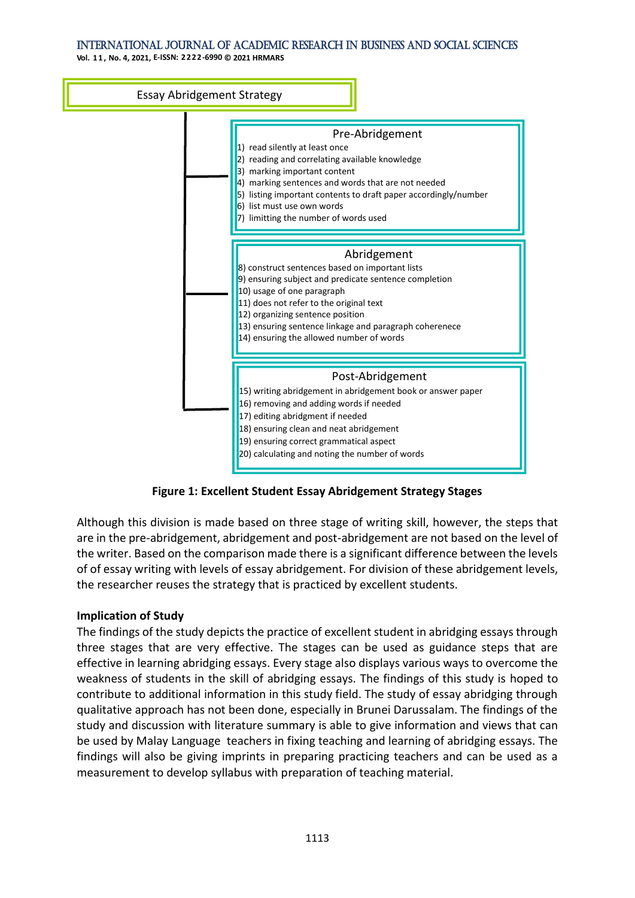**Essay Abridgement Strategy**

**Pre-Abridgement**

1) read silently at least once
2) reading and correlating available knowledge
3) marking important content
4) marking sentences and words that are not needed
5) listing important contents to draft paper accordingly/number
6) list must use own words
7) limitting the number of words used

**Abridgement**

8) construct sentences based on important lists
9) ensuring subject and predicate sentence completion
10) usage of one paragraph
11) does not refer to the original text
12) organizing sentence position
13) ensuring sentence linkage and paragraph cohererence
14) ensuring the allowed number of words

**Post-Abridgement**

15) writing abridgement in abridgement book or answer paper
16) removing and adding words if needed
17) editing abridgment if needed
18) ensuring clean and neat abridgement
19) ensuring correct grammatical aspect
20) calculating and noting the number of words

**Figure 1: Excellent Student Essay Abridgement Strategy Stages**

Although this division is made based on three stage of writing skill, however, the steps that are in the pre-abridgement, abridgement and post-abridgement are not based on the level of the writer. Based on the comparison made there is a significant difference between the levels of of essay writing with levels of essay abridgement. For division of these abridgement levels, the researcher reuses the strategy that is practiced by excellent students.

**Implication of Study**

The findings of the study depicts the practice of excellent student in abridging essays through three stages that are very effective. The stages can be used as guidance steps that are effective in learning abridging essays. Every stage also displays various ways to overcome the weakness of students in the skill of abridging essays. The findings of this study is hoped to contribute to additional information in this study field. The study of essay abridging through qualitative approach has not been done, especially in Brunei Darussalam. The findings of the study and discussion with literature summary is able to give information and views that can be used by Malay Language teachers in fixing teaching and learning of abridging essays. The findings will also be giving imprints in preparing practicing teachers and can be used as a measurement to develop syllabus with preparation of teaching material.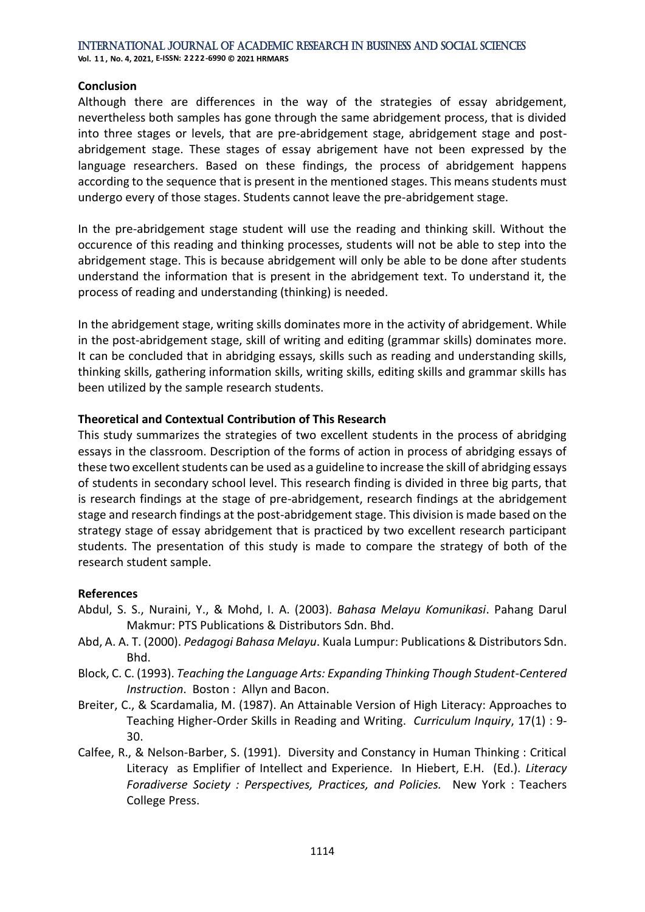**Conclusion**

Although there are differences in the way of the strategies of essay abridgement, nevertheless both samples has gone through the same abridgement process, that is divided into three stages or levels, that are pre-abridgement stage, abridgement stage and post-abridgement stage. These stages of essay abrigement have not been expressed by the language researchers. Based on these findings, the process of abridgement happens according to the sequence that is present in the mentioned stages. This means students must undergo every of those stages. Students cannot leave the pre-abridgement stage.

In the pre-abridgement stage student will use the reading and thinking skill. Without the occurence of this reading and thinking processes, students will not be able to step into the abridgement stage. This is because abridgement will only be able to be done after students understand the information that is present in the abridgement text. To understand it, the process of reading and understanding (thinking) is needed.

In the abridgement stage, writing skills dominates more in the activity of abridgement. While in the post-abridgement stage, skill of writing and editing (grammar skills) dominates more. It can be concluded that in abridging essays, skills such as reading and understanding skills, thinking skills, gathering information skills, writing skills, editing skills and grammar skills has been utilized by the sample research students.

**Theoretical and Contextual Contribution of This Research**

This study summarizes the strategies of two excellent students in the process of abridging essays in the classroom. Description of the forms of action in process of abridging essays of these two excellent students can be used as a guideline to increase the skill of abridging essays of students in secondary school level. This research finding is divided in three big parts, that is research findings at the stage of pre-abridgement, research findings at the abridgement stage and research findings at the post-abridgement stage. This division is made based on the strategy stage of essay abridgement that is practiced by two excellent research participant students. The presentation of this study is made to compare the strategy of both of the research student sample.

**References**

Abdul, S. S., Nuraini, Y., & Mohd, I. A. (2003). *Bahasa Melayu Komunikasi*. Pahang Darul Makmur: PTS Publications & Distributors Sdn. Bhd.

Abd, A. A. T. (2000). *Pedagogi Bahasa Melayu*. Kuala Lumpur: Publications & Distributors Sdn. Bhd.

Block, C. C. (1993). *Teaching the Language Arts: Expanding Thinking Though Student-Centered Instruction*. Boston : Allyn and Bacon.

Breiter, C., & Scardamalia, M. (1987). An Attainable Version of High Literacy: Approaches to Teaching Higher-Order Skills in Reading and Writing. *Curriculum Inquiry*, 17(1) : 9-30.

Calfee, R., & Nelson-Barber, S. (1991). Diversity and Constancy in Human Thinking : Critical Literacy as Emplifier of Intellect and Experience. In Hiebert, E.H. (Ed.). *Literacy Foradiverse Society : Perspectives, Practices, and Policies.* New York : Teachers College Press.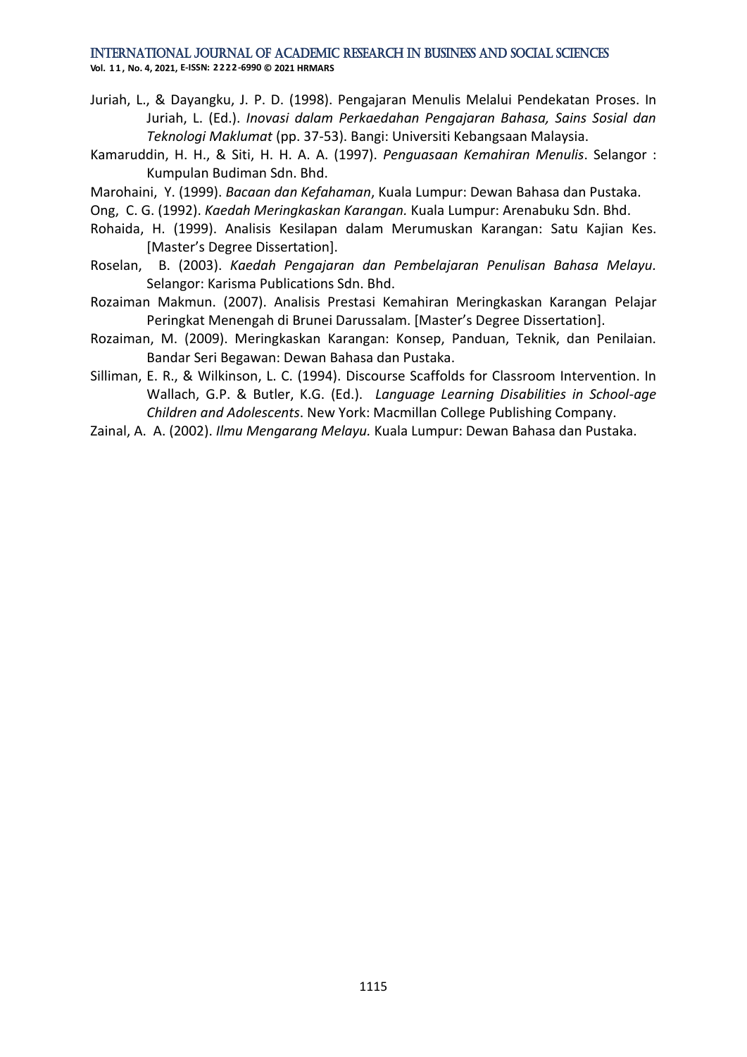Juriah, L., & Dayangku, J. P. D. (1998). Pengajaran Menulis Melalui Pendekatan Proses. In Juriah, L. (Ed.). *Inovasi dalam Perkaedahan Pengajaran Bahasa, Sains Sosial dan Teknologi Maklumat* (pp. 37-53). Bangi: Universiti Kebangsaan Malaysia.

Kamaruddin, H. H., & Siti, H. H. A. A. (1997). *Penguasaan Kemahiran Menulis*. Selangor : Kumpulan Budiman Sdn. Bhd.

Marohaini, Y. (1999). *Bacaan dan Kefahaman*, Kuala Lumpur: Dewan Bahasa dan Pustaka.

Ong, C. G. (1992). *Kaedah Meringkaskan Karangan.* Kuala Lumpur: Arenabuku Sdn. Bhd.

Rohaida, H. (1999). Analisis Kesilapan dalam Merumuskan Karangan: Satu Kajian Kes. [Master's Degree Dissertation].

Roselan, B. (2003). *Kaedah Pengajaran dan Pembelajaran Penulisan Bahasa Melayu.* Selangor: Karisma Publications Sdn. Bhd.

Rozaiman Makmun. (2007). Analisis Prestasi Kemahiran Meringkaskan Karangan Pelajar Peringkat Menengah di Brunei Darussalam. [Master's Degree Dissertation].

Rozaiman, M. (2009). Meringkaskan Karangan: Konsep, Panduan, Teknik, dan Penilaian. Bandar Seri Begawan: Dewan Bahasa dan Pustaka.

Silliman, E. R., & Wilkinson, L. C. (1994). Discourse Scaffolds for Classroom Intervention. In Wallach, G.P. & Butler, K.G. (Ed.). *Language Learning Disabilities in School-age Children and Adolescents*. New York: Macmillan College Publishing Company.

Zainal, A. A. (2002). *Ilmu Mengarang Melayu.* Kuala Lumpur: Dewan Bahasa dan Pustaka.